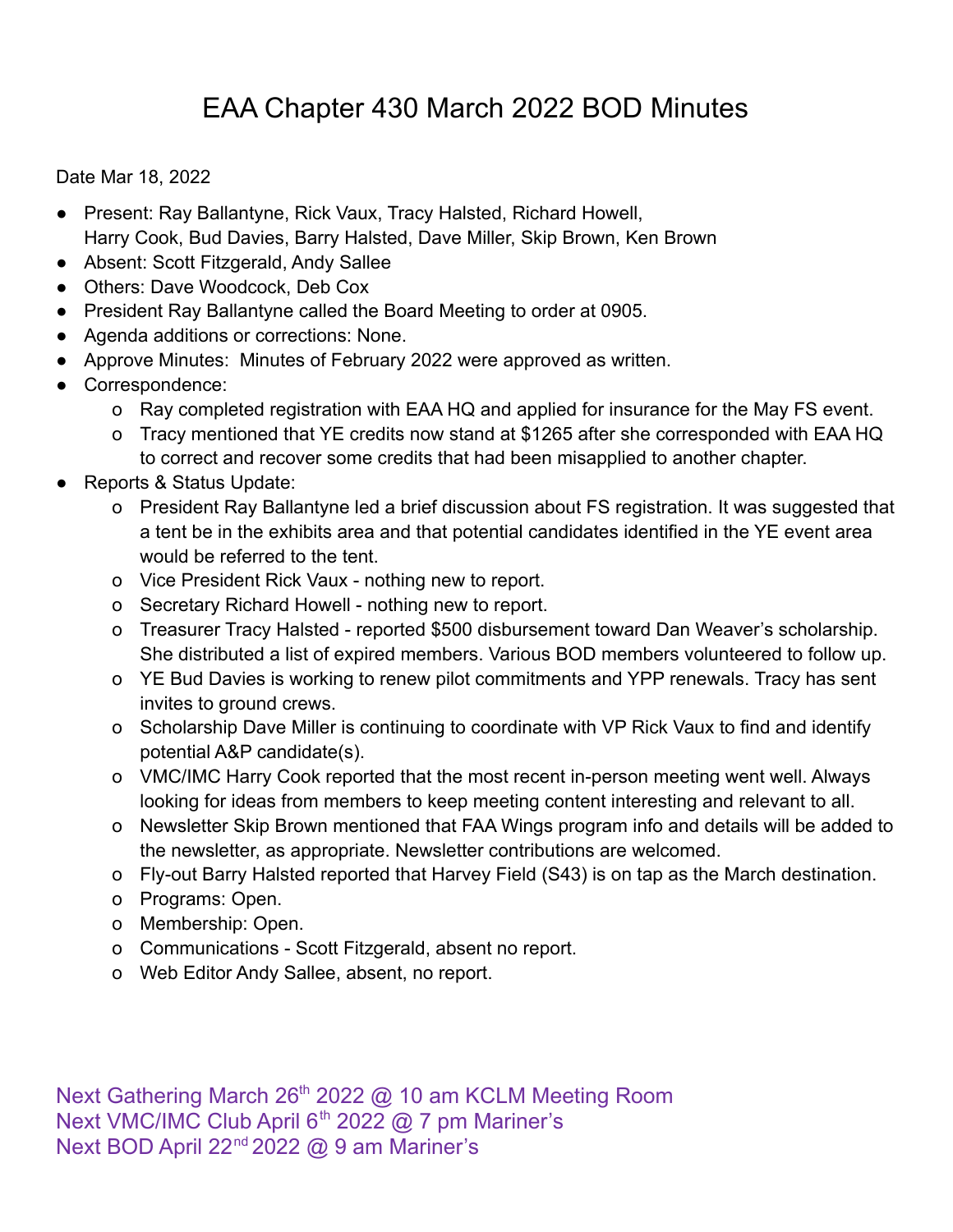# EAA Chapter 430 March 2022 BOD Minutes

Date Mar 18, 2022

- Present: Ray Ballantyne, Rick Vaux, Tracy Halsted, Richard Howell, Harry Cook, Bud Davies, Barry Halsted, Dave Miller, Skip Brown, Ken Brown
- Absent: Scott Fitzgerald, Andy Sallee
- Others: Dave Woodcock, Deb Cox
- President Ray Ballantyne called the Board Meeting to order at 0905.
- Agenda additions or corrections: None.
- Approve Minutes: Minutes of February 2022 were approved as written.
- Correspondence:
  - Ray completed registration with EAA HQ and applied for insurance for the May FS event.
  - Tracy mentioned that YE credits now stand at $1265 after she corresponded with EAA HQ to correct and recover some credits that had been misapplied to another chapter.
- Reports & Status Update:
  - President Ray Ballantyne led a brief discussion about FS registration. It was suggested that a tent be in the exhibits area and that potential candidates identified in the YE event area would be referred to the tent.
  - Vice President Rick Vaux - nothing new to report.
  - Secretary Richard Howell - nothing new to report.
  - Treasurer Tracy Halsted - reported $500 disbursement toward Dan Weaver's scholarship. She distributed a list of expired members. Various BOD members volunteered to follow up.
  - YE Bud Davies is working to renew pilot commitments and YPP renewals. Tracy has sent invites to ground crews.
  - Scholarship Dave Miller is continuing to coordinate with VP Rick Vaux to find and identify potential A&P candidate(s).
  - VMC/IMC Harry Cook reported that the most recent in-person meeting went well. Always looking for ideas from members to keep meeting content interesting and relevant to all.
  - Newsletter Skip Brown mentioned that FAA Wings program info and details will be added to the newsletter, as appropriate. Newsletter contributions are welcomed.
  - Fly-out Barry Halsted reported that Harvey Field (S43) is on tap as the March destination.
  - Programs: Open.
  - Membership: Open.
  - Communications - Scott Fitzgerald, absent no report.
  - Web Editor Andy Sallee, absent, no report.

Next Gathering March 26th 2022 @ 10 am KCLM Meeting Room
Next VMC/IMC Club April 6th 2022 @ 7 pm Mariner's
Next BOD April 22nd 2022 @ 9 am Mariner's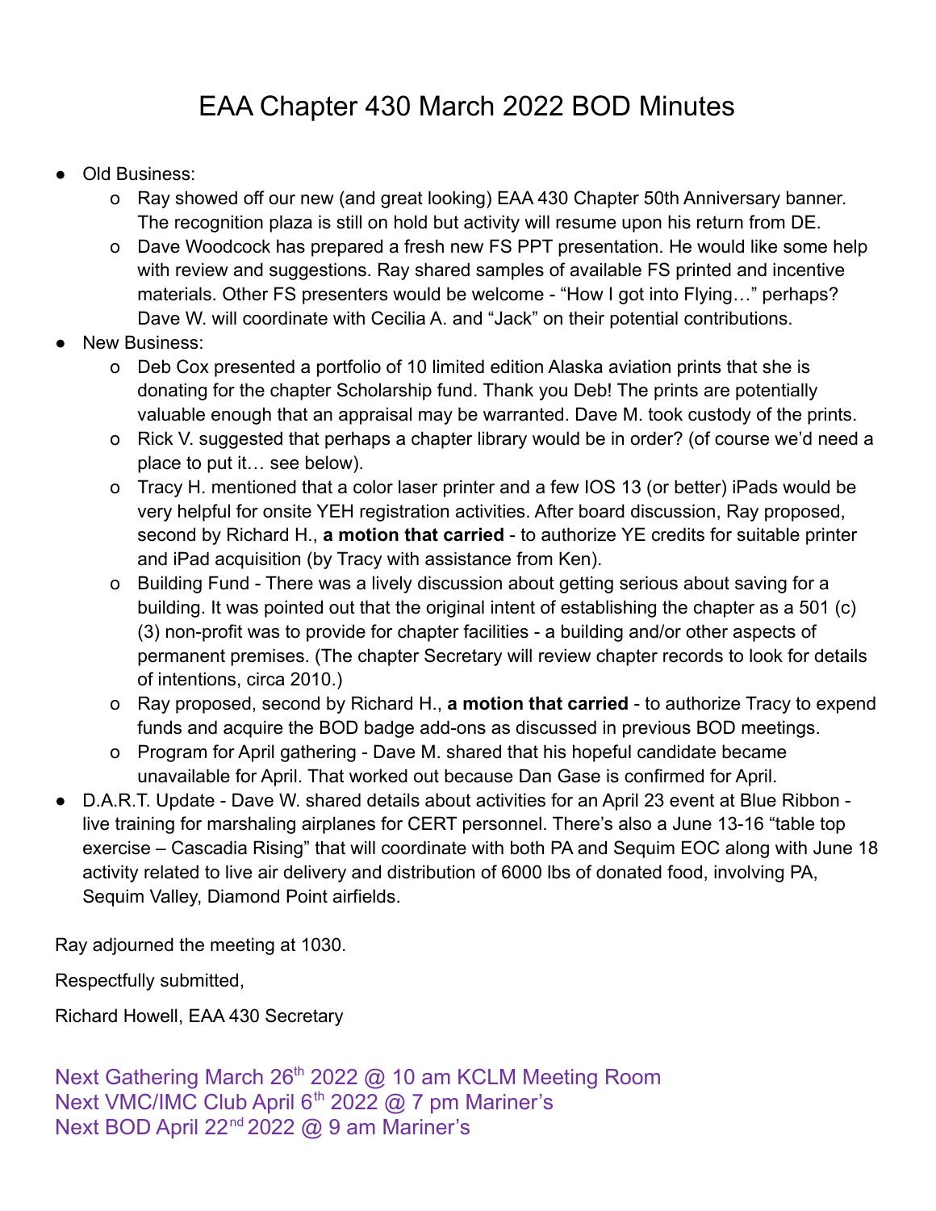# EAA Chapter 430 March 2022 BOD Minutes

- Old Business:
  - Ray showed off our new (and great looking) EAA 430 Chapter 50th Anniversary banner. The recognition plaza is still on hold but activity will resume upon his return from DE.
  - Dave Woodcock has prepared a fresh new FS PPT presentation. He would like some help with review and suggestions. Ray shared samples of available FS printed and incentive materials. Other FS presenters would be welcome - "How I got into Flying…" perhaps? Dave W. will coordinate with Cecilia A. and "Jack" on their potential contributions.
- New Business:
  - Deb Cox presented a portfolio of 10 limited edition Alaska aviation prints that she is donating for the chapter Scholarship fund. Thank you Deb! The prints are potentially valuable enough that an appraisal may be warranted. Dave M. took custody of the prints.
  - Rick V. suggested that perhaps a chapter library would be in order? (of course we'd need a place to put it… see below).
  - Tracy H. mentioned that a color laser printer and a few IOS 13 (or better) iPads would be very helpful for onsite YEH registration activities. After board discussion, Ray proposed, second by Richard H., **a motion that carried** - to authorize YE credits for suitable printer and iPad acquisition (by Tracy with assistance from Ken).
  - Building Fund - There was a lively discussion about getting serious about saving for a building. It was pointed out that the original intent of establishing the chapter as a 501 (c) (3) non-profit was to provide for chapter facilities - a building and/or other aspects of permanent premises. (The chapter Secretary will review chapter records to look for details of intentions, circa 2010.)
  - Ray proposed, second by Richard H., **a motion that carried** - to authorize Tracy to expend funds and acquire the BOD badge add-ons as discussed in previous BOD meetings.
  - Program for April gathering - Dave M. shared that his hopeful candidate became unavailable for April. That worked out because Dan Gase is confirmed for April.
- D.A.R.T. Update - Dave W. shared details about activities for an April 23 event at Blue Ribbon - live training for marshaling airplanes for CERT personnel. There's also a June 13-16 "table top exercise – Cascadia Rising" that will coordinate with both PA and Sequim EOC along with June 18 activity related to live air delivery and distribution of 6000 lbs of donated food, involving PA, Sequim Valley, Diamond Point airfields.

Ray adjourned the meeting at 1030.

Respectfully submitted,

Richard Howell, EAA 430 Secretary

Next Gathering March 26th 2022 @ 10 am KCLM Meeting Room
Next VMC/IMC Club April 6th 2022 @ 7 pm Mariner's
Next BOD April 22nd 2022 @ 9 am Mariner's